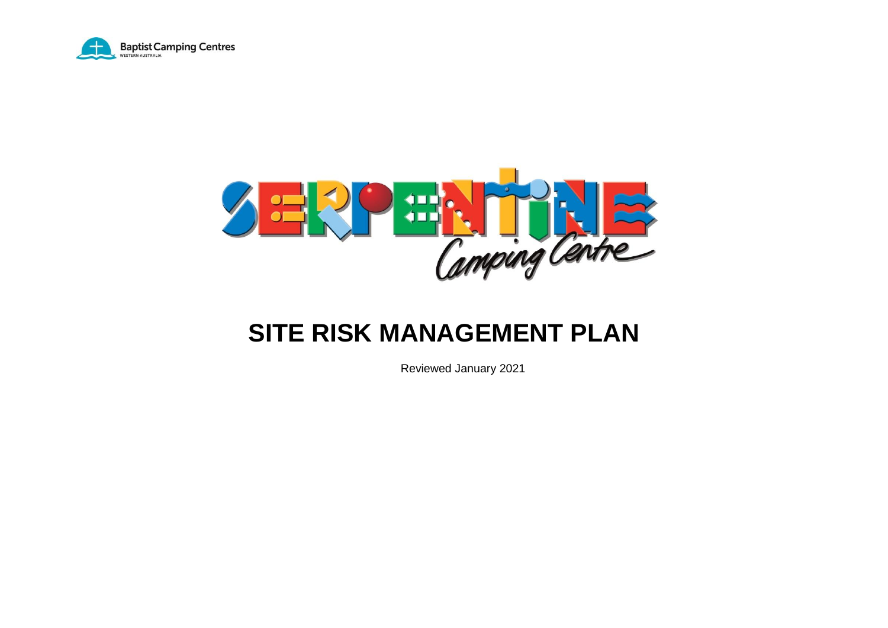Baptist Camping Centres
WESTERN AUSTRALIA

SERPENTINE
Camping Centre

# SITE RISK MANAGEMENT PLAN

Reviewed January 2021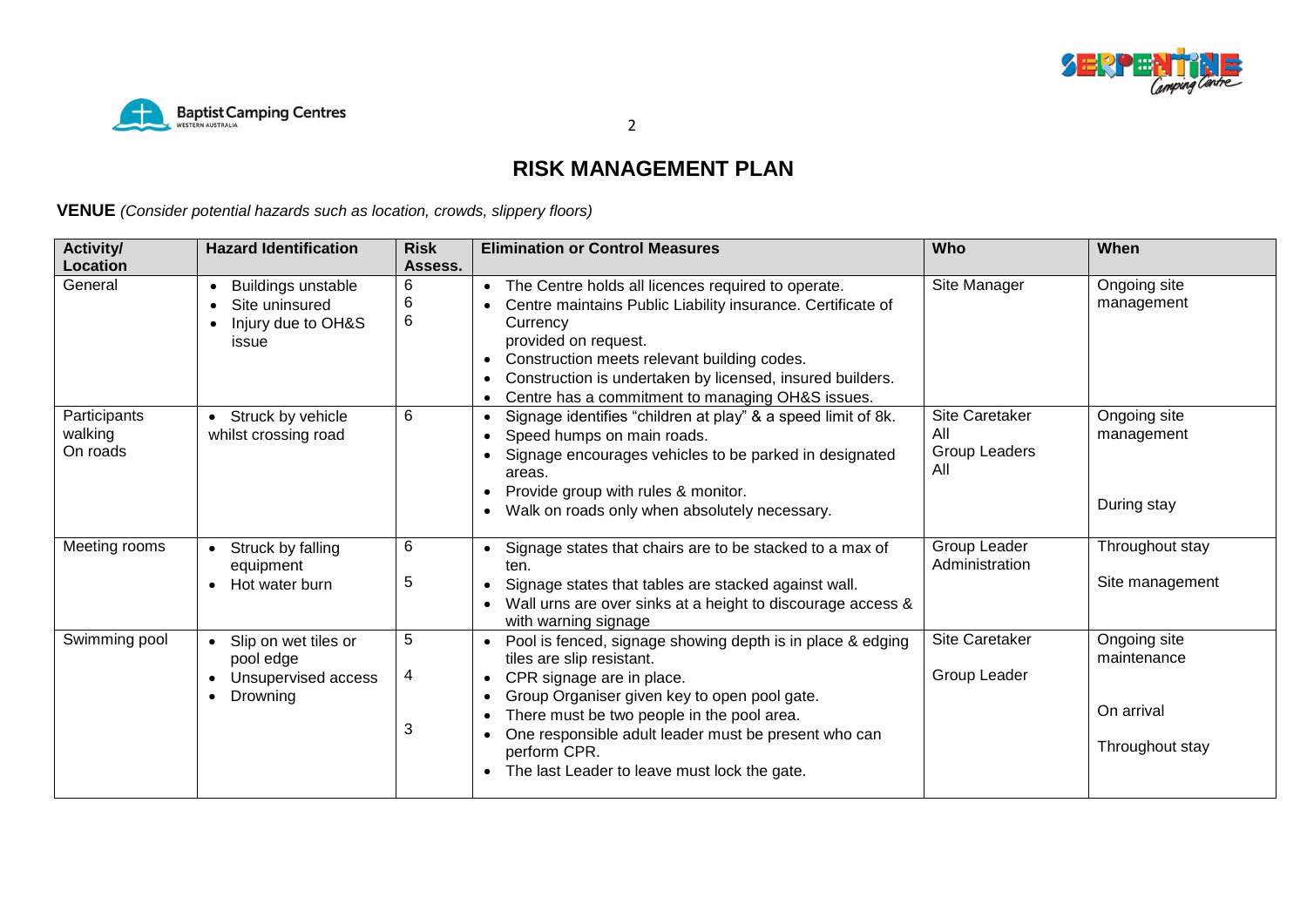# RISK MANAGEMENT PLAN

**VENUE** *(Consider potential hazards such as location, crowds, slippery floors)*

| Activity/ Location | Hazard Identification | Risk Assess. | Elimination or Control Measures | Who | When |
|---|---|---|---|---|---|
| General | • Buildings unstable<br>• Site uninsured<br>• Injury due to OH&S issue | 6<br>6<br>6 | • The Centre holds all licences required to operate.<br>• Centre maintains Public Liability insurance. Certificate of Currency provided on request.<br>• Construction meets relevant building codes.<br>• Construction is undertaken by licensed, insured builders.<br>• Centre has a commitment to managing OH&S issues. | Site Manager | Ongoing site management |
| Participants walking On roads | • Struck by vehicle whilst crossing road | 6 | • Signage identifies "children at play" & a speed limit of 8k.<br>• Speed humps on main roads.<br>• Signage encourages vehicles to be parked in designated areas.<br>• Provide group with rules & monitor.<br>• Walk on roads only when absolutely necessary. | Site Caretaker<br>All<br>Group Leaders<br>All | Ongoing site management<br><br>During stay |
| Meeting rooms | • Struck by falling equipment<br>• Hot water burn | 6<br><br>5 | • Signage states that chairs are to be stacked to a max of ten.<br>• Signage states that tables are stacked against wall.<br>• Wall urns are over sinks at a height to discourage access & with warning signage | Group Leader<br>Administration | Throughout stay<br><br>Site management |
| Swimming pool | • Slip on wet tiles or pool edge<br>• Unsupervised access<br>• Drowning | 5<br><br>4<br><br>3 | • Pool is fenced, signage showing depth is in place & edging tiles are slip resistant.<br>• CPR signage are in place.<br>• Group Organiser given key to open pool gate.<br>• There must be two people in the pool area.<br>• One responsible adult leader must be present who can perform CPR.<br>• The last Leader to leave must lock the gate. | Site Caretaker<br><br>Group Leader | Ongoing site maintenance<br><br>On arrival<br><br>Throughout stay |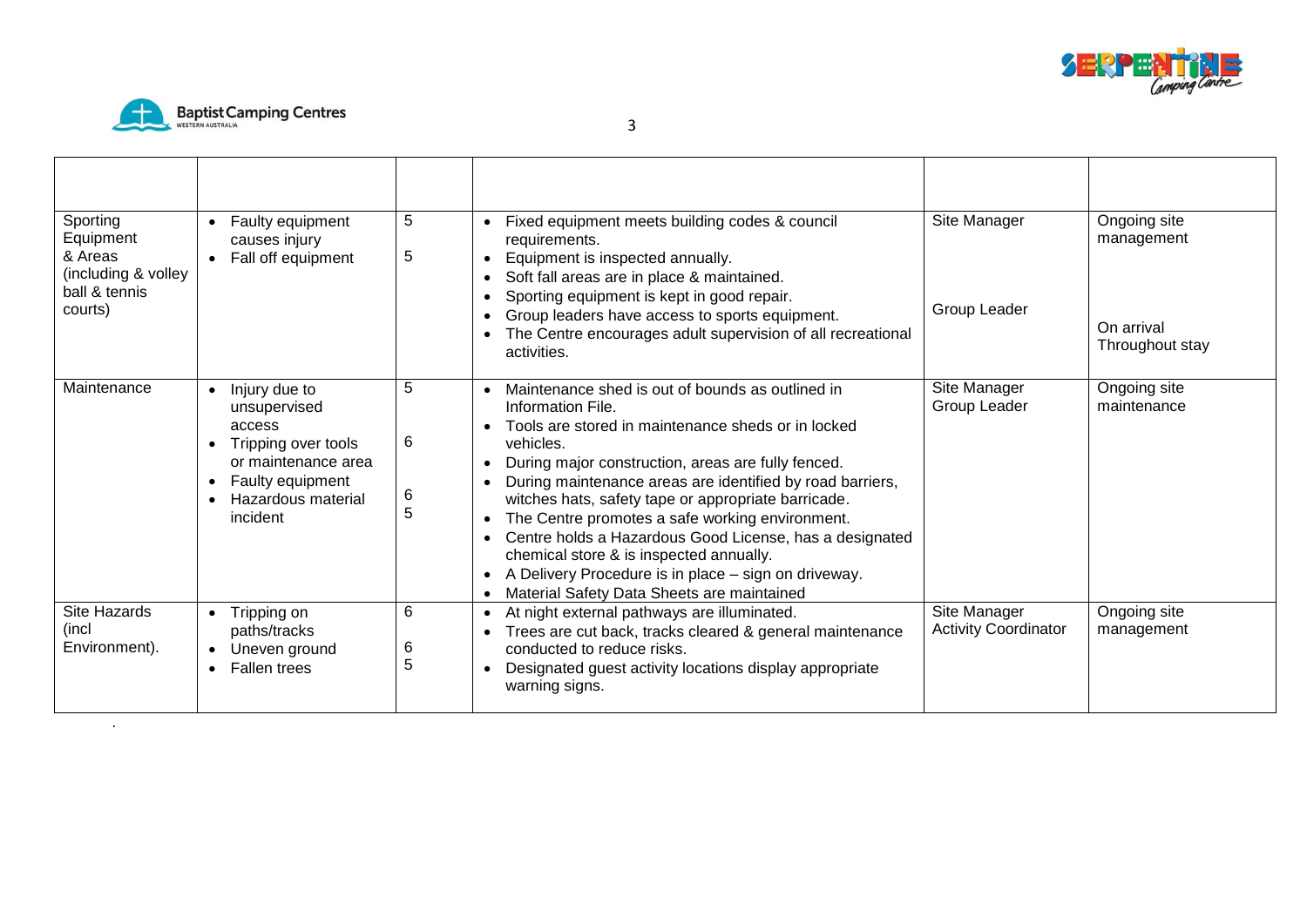| | | | | | |
|---|---|---|---|---|---|
| Sporting Equipment & Areas (including & volley ball & tennis courts) | • Faulty equipment causes injury<br>• Fall off equipment | 5<br><br>5 | • Fixed equipment meets building codes & council requirements.<br>• Equipment is inspected annually.<br>• Soft fall areas are in place & maintained.<br>• Sporting equipment is kept in good repair.<br>• Group leaders have access to sports equipment.<br>• The Centre encourages adult supervision of all recreational activities. | Site Manager<br><br>Group Leader | Ongoing site management<br><br>On arrival<br>Throughout stay |
| Maintenance | • Injury due to unsupervised access<br>• Tripping over tools or maintenance area<br>• Faulty equipment<br>• Hazardous material incident | 5<br><br>6<br><br>6<br>5 | • Maintenance shed is out of bounds as outlined in Information File.<br>• Tools are stored in maintenance sheds or in locked vehicles.<br>• During major construction, areas are fully fenced.<br>• During maintenance areas are identified by road barriers, witches hats, safety tape or appropriate barricade.<br>• The Centre promotes a safe working environment.<br>• Centre holds a Hazardous Good License, has a designated chemical store & is inspected annually.<br>• A Delivery Procedure is in place – sign on driveway.<br>• Material Safety Data Sheets are maintained | Site Manager<br>Group Leader | Ongoing site maintenance |
| Site Hazards (incl Environment). | • Tripping on paths/tracks<br>• Uneven ground<br>• Fallen trees | 6<br><br>6<br>5 | • At night external pathways are illuminated.<br>• Trees are cut back, tracks cleared & general maintenance conducted to reduce risks.<br>• Designated guest activity locations display appropriate warning signs. | Site Manager<br>Activity Coordinator | Ongoing site management |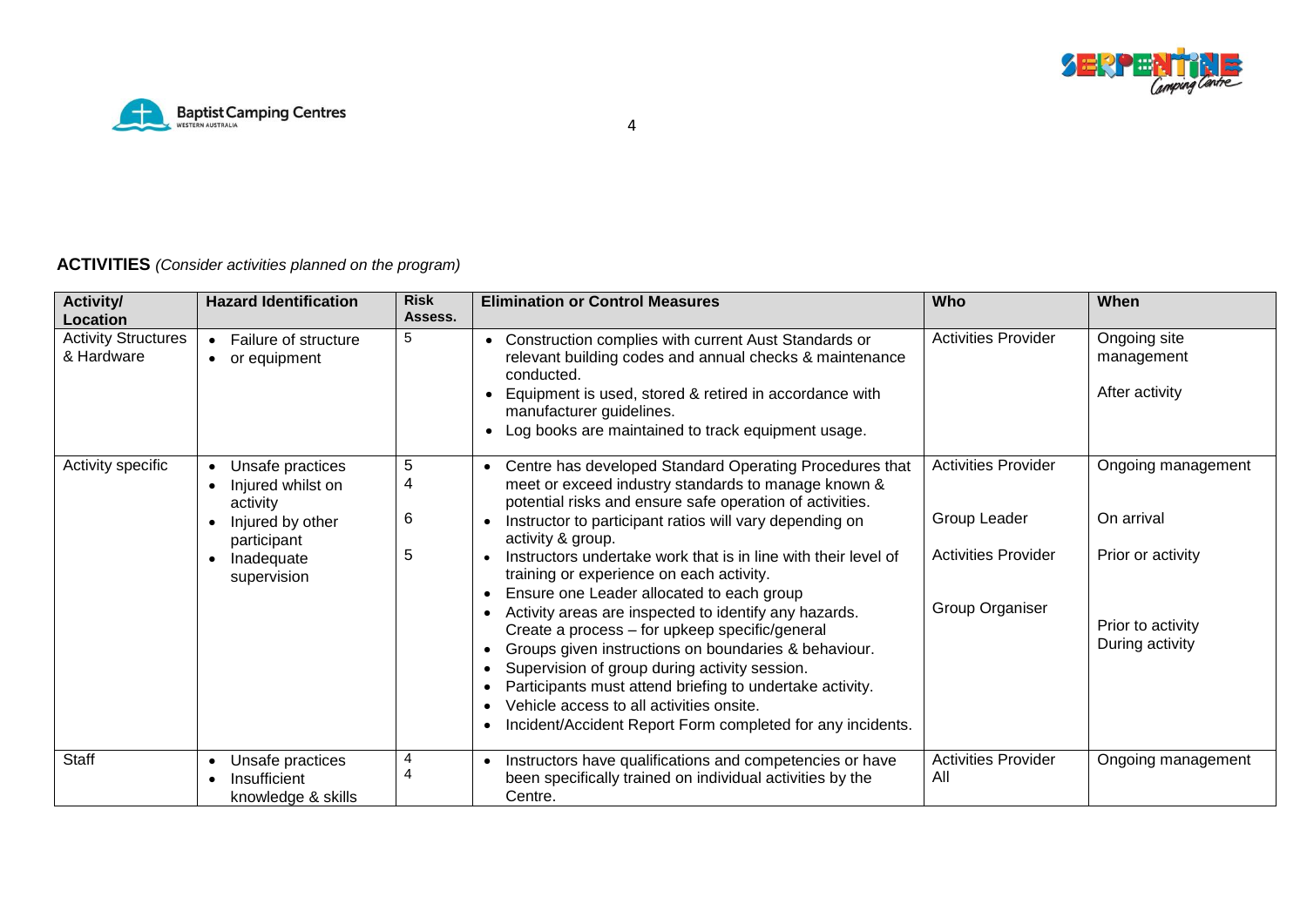**ACTIVITIES** *(Consider activities planned on the program)*

| Activity/ Location | Hazard Identification | Risk Assess. | Elimination or Control Measures | Who | When |
|---|---|---|---|---|---|
| Activity Structures & Hardware | • Failure of structure<br>• or equipment | 5 | • Construction complies with current Aust Standards or relevant building codes and annual checks & maintenance conducted.<br>• Equipment is used, stored & retired in accordance with manufacturer guidelines.<br>• Log books are maintained to track equipment usage. | Activities Provider | Ongoing site management<br><br>After activity |
| Activity specific | • Unsafe practices<br>• Injured whilst on activity<br>• Injured by other participant<br>• Inadequate supervision | 5<br>4<br>6<br>5 | • Centre has developed Standard Operating Procedures that meet or exceed industry standards to manage known & potential risks and ensure safe operation of activities.<br>• Instructor to participant ratios will vary depending on activity & group.<br>• Instructors undertake work that is in line with their level of training or experience on each activity.<br>• Ensure one Leader allocated to each group<br>• Activity areas are inspected to identify any hazards. Create a process – for upkeep specific/general<br>• Groups given instructions on boundaries & behaviour.<br>• Supervision of group during activity session.<br>• Participants must attend briefing to undertake activity.<br>• Vehicle access to all activities onsite.<br>• Incident/Accident Report Form completed for any incidents. | Activities Provider<br><br>Group Leader<br><br>Activities Provider<br><br>Group Organiser | Ongoing management<br><br>On arrival<br><br>Prior or activity<br><br>Prior to activity<br>During activity |
| Staff | • Unsafe practices<br>• Insufficient knowledge & skills | 4<br>4 | • Instructors have qualifications and competencies or have been specifically trained on individual activities by the Centre. | Activities Provider<br>All | Ongoing management |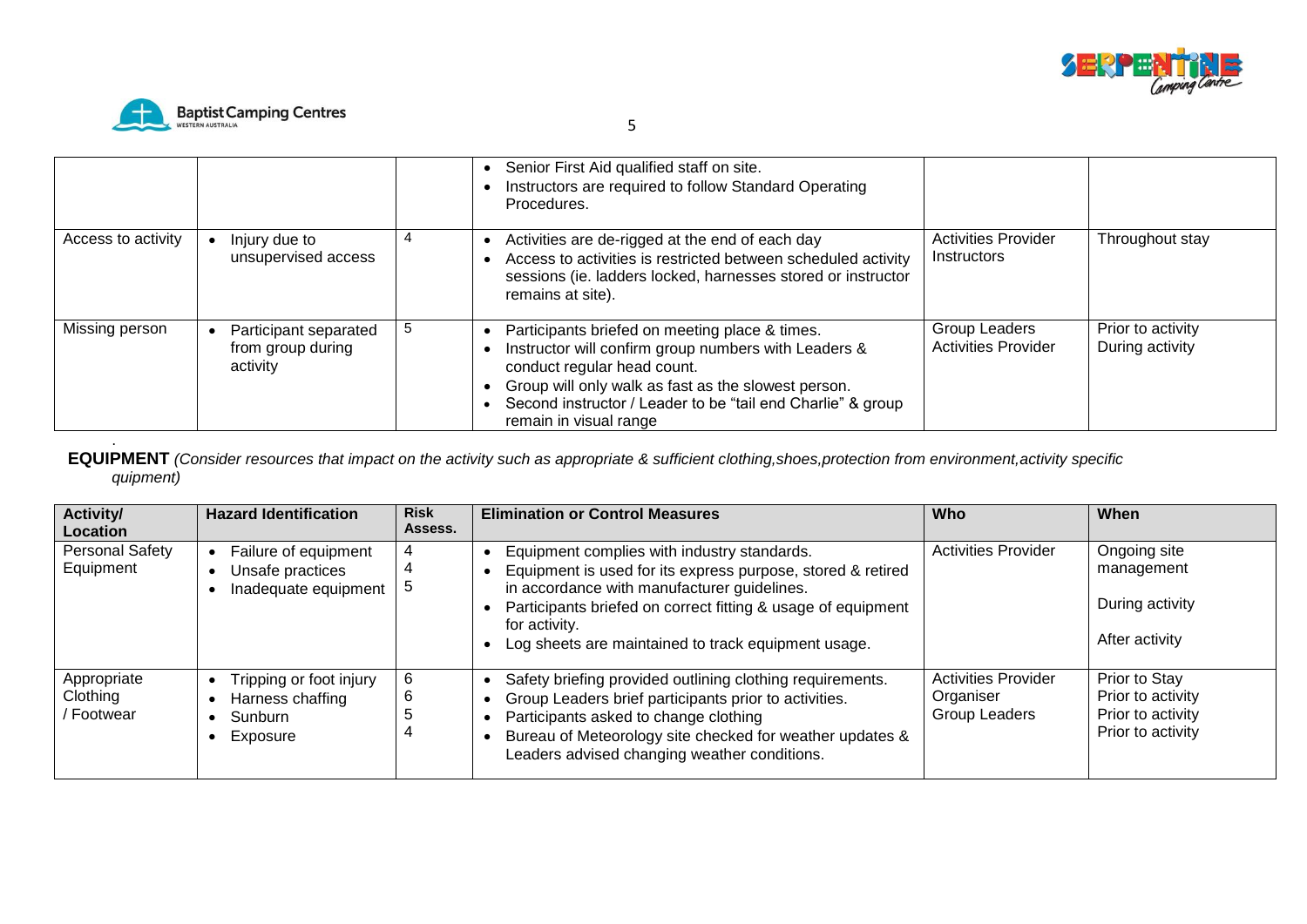| | | | • Senior First Aid qualified staff on site.<br>• Instructors are required to follow Standard Operating Procedures. | | |
|---|---|---|---|---|---|
| Access to activity | • Injury due to unsupervised access | 4 | • Activities are de-rigged at the end of each day<br>• Access to activities is restricted between scheduled activity sessions (ie. ladders locked, harnesses stored or instructor remains at site). | Activities Provider Instructors | Throughout stay |
| Missing person | • Participant separated from group during activity | 5 | • Participants briefed on meeting place & times.<br>• Instructor will confirm group numbers with Leaders & conduct regular head count.<br>• Group will only walk as fast as the slowest person.<br>• Second instructor / Leader to be "tail end Charlie" & group remain in visual range | Group Leaders<br>Activities Provider | Prior to activity<br>During activity |

.

**EQUIPMENT** *(Consider resources that impact on the activity such as appropriate & sufficient clothing,shoes,protection from environment,activity specific quipment)*

| Activity/ Location | Hazard Identification | Risk Assess. | Elimination or Control Measures | Who | When |
|---|---|---|---|---|---|
| Personal Safety Equipment | • Failure of equipment<br>• Unsafe practices<br>• Inadequate equipment | 4<br>4<br>5 | • Equipment complies with industry standards.<br>• Equipment is used for its express purpose, stored & retired in accordance with manufacturer guidelines.<br>• Participants briefed on correct fitting & usage of equipment for activity.<br>• Log sheets are maintained to track equipment usage. | Activities Provider | Ongoing site management<br>During activity<br>After activity |
| Appropriate Clothing / Footwear | • Tripping or foot injury<br>• Harness chaffing<br>• Sunburn<br>• Exposure | 6<br>6<br>5<br>4 | • Safety briefing provided outlining clothing requirements.<br>• Group Leaders brief participants prior to activities.<br>• Participants asked to change clothing<br>• Bureau of Meteorology site checked for weather updates & Leaders advised changing weather conditions. | Activities Provider<br>Organiser<br>Group Leaders | Prior to Stay<br>Prior to activity<br>Prior to activity<br>Prior to activity |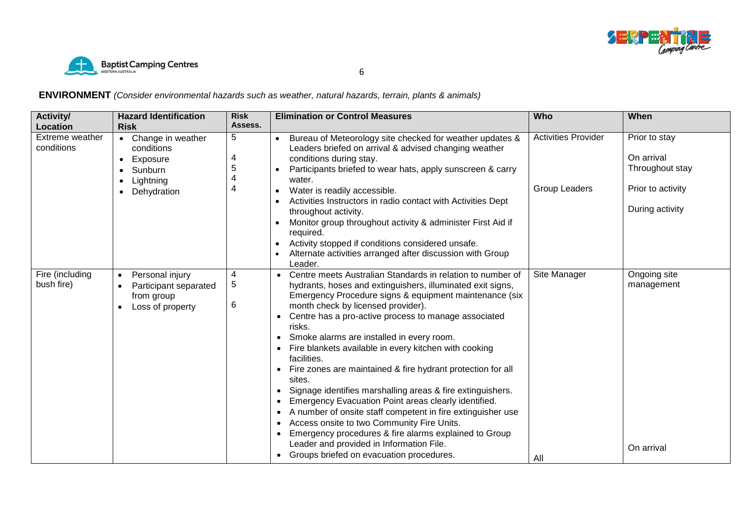**ENVIRONMENT** *(Consider environmental hazards such as weather, natural hazards, terrain, plants & animals)*

| Activity/ Location | Hazard Identification Risk | Risk Assess. | Elimination or Control Measures | Who | When |
|---|---|---|---|---|---|
| Extreme weather conditions | • Change in weather conditions<br>• Exposure<br>• Sunburn<br>• Lightning<br>• Dehydration | 5<br><br>4<br>5<br>4<br>4 | • Bureau of Meteorology site checked for weather updates & Leaders briefed on arrival & advised changing weather conditions during stay.<br>• Participants briefed to wear hats, apply sunscreen & carry water.<br>• Water is readily accessible.<br>• Activities Instructors in radio contact with Activities Dept throughout activity.<br>• Monitor group throughout activity & administer First Aid if required.<br>• Activity stopped if conditions considered unsafe.<br>• Alternate activities arranged after discussion with Group Leader. | Activities Provider<br><br><br>Group Leaders | Prior to stay<br>On arrival<br>Throughout stay<br>Prior to activity<br>During activity |
| Fire (including bush fire) | • Personal injury<br>• Participant separated from group<br>• Loss of property | 4<br>5<br><br>6 | • Centre meets Australian Standards in relation to number of hydrants, hoses and extinguishers, illuminated exit signs, Emergency Procedure signs & equipment maintenance (six month check by licensed provider).<br>• Centre has a pro-active process to manage associated risks.<br>• Smoke alarms are installed in every room.<br>• Fire blankets available in every kitchen with cooking facilities.<br>• Fire zones are maintained & fire hydrant protection for all sites.<br>• Signage identifies marshalling areas & fire extinguishers.<br>• Emergency Evacuation Point areas clearly identified.<br>• A number of onsite staff competent in fire extinguisher use<br>• Access onsite to two Community Fire Units.<br>• Emergency procedures & fire alarms explained to Group Leader and provided in Information File.<br>• Groups briefed on evacuation procedures. | Site Manager<br><br><br><br><br><br><br><br><br><br><br>All | Ongoing site management<br><br><br><br><br><br><br><br><br><br>On arrival |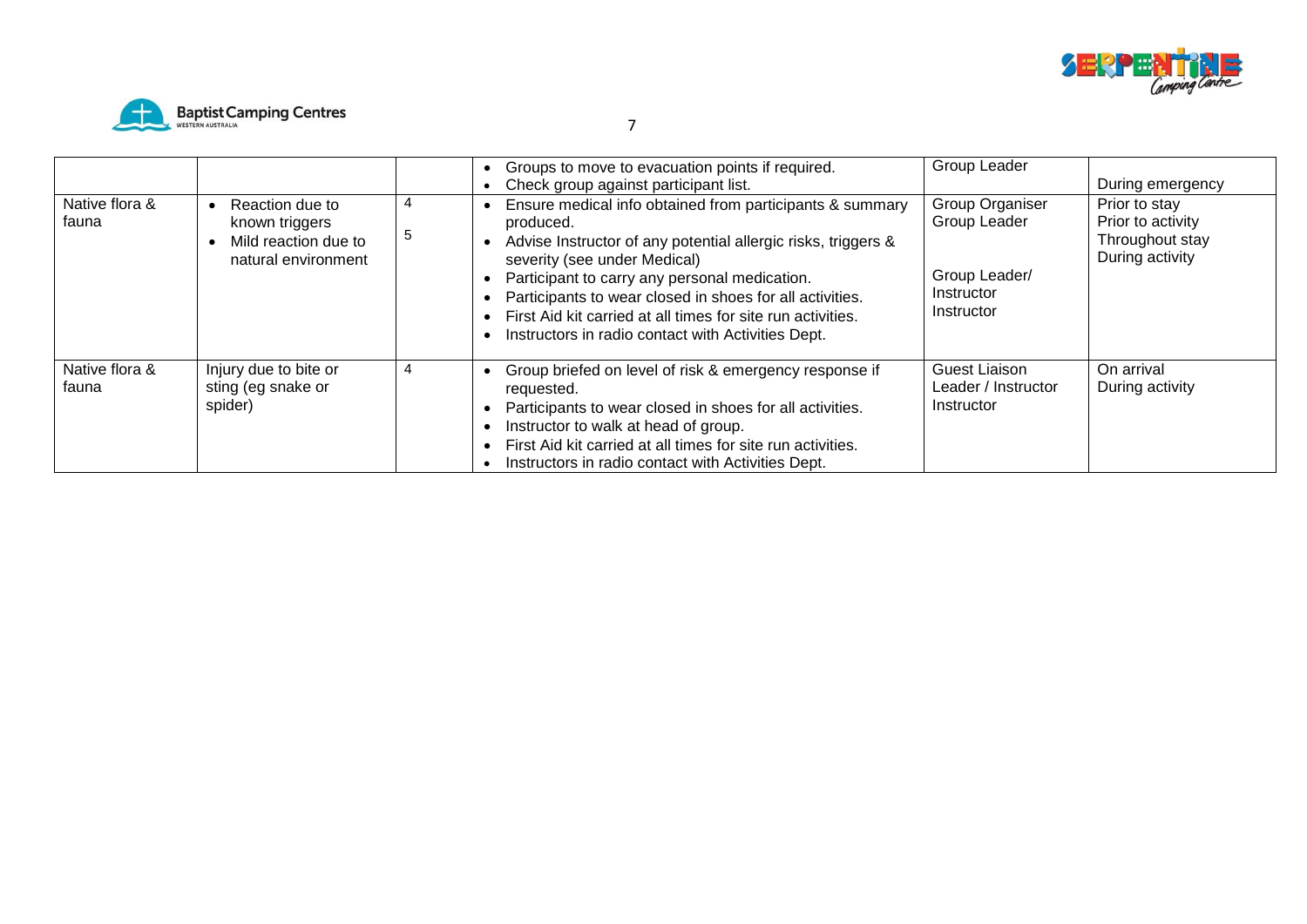| | | | | | |
|---|---|---|---|---|---|
| | | | • Groups to move to evacuation points if required.<br>• Check group against participant list. | Group Leader | During emergency |
| Native flora & fauna | • Reaction due to known triggers<br>• Mild reaction due to natural environment | 4<br><br>5 | • Ensure medical info obtained from participants & summary produced.<br>• Advise Instructor of any potential allergic risks, triggers & severity (see under Medical)<br>• Participant to carry any personal medication.<br>• Participants to wear closed in shoes for all activities.<br>• First Aid kit carried at all times for site run activities.<br>• Instructors in radio contact with Activities Dept. | Group Organiser<br>Group Leader<br><br>Group Leader/ Instructor<br>Instructor | Prior to stay<br>Prior to activity<br>Throughout stay<br>During activity |
| Native flora & fauna | Injury due to bite or sting (eg snake or spider) | 4 | • Group briefed on level of risk & emergency response if requested.<br>• Participants to wear closed in shoes for all activities.<br>• Instructor to walk at head of group.<br>• First Aid kit carried at all times for site run activities.<br>• Instructors in radio contact with Activities Dept. | Guest Liaison Leader / Instructor<br>Instructor | On arrival<br>During activity |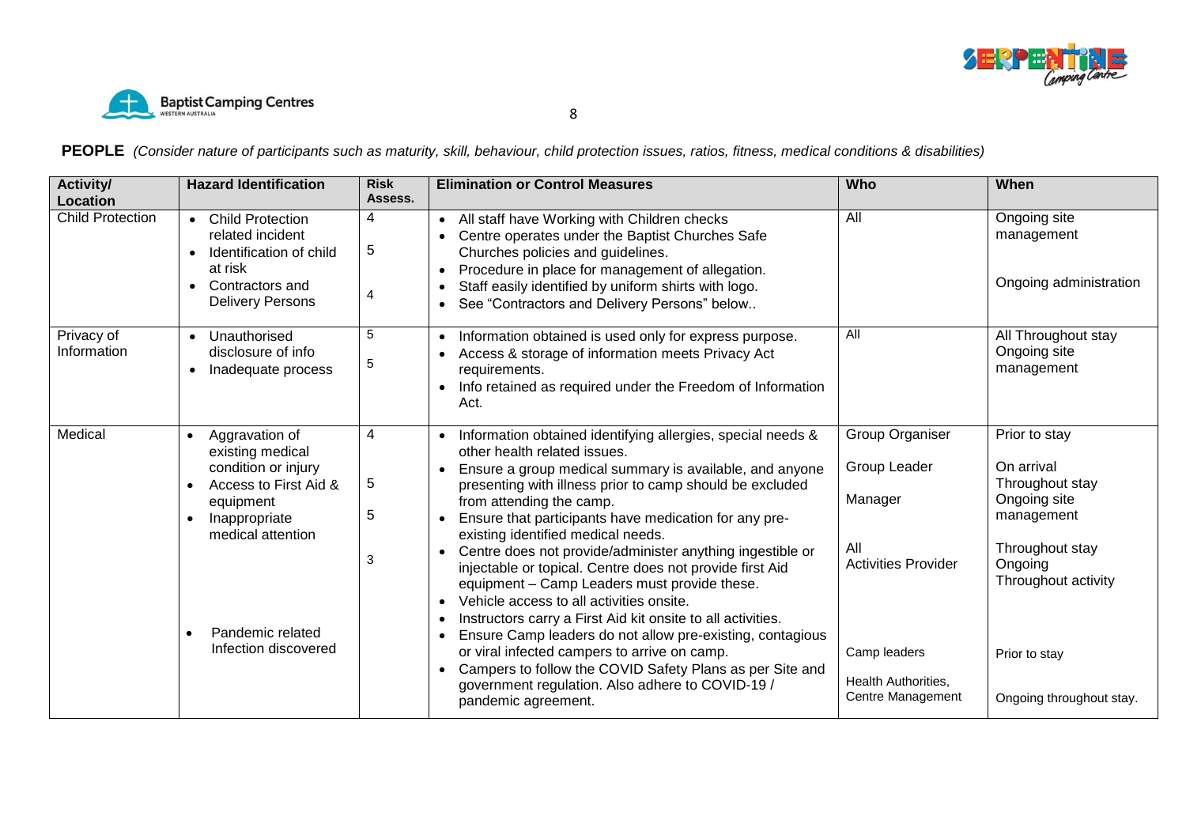**PEOPLE** *(Consider nature of participants such as maturity, skill, behaviour, child protection issues, ratios, fitness, medical conditions & disabilities)*

| Activity/ Location | Hazard Identification | Risk Assess. | Elimination or Control Measures | Who | When |
|---|---|---|---|---|---|
| Child Protection | • Child Protection related incident<br>• Identification of child at risk<br>• Contractors and Delivery Persons | 4<br>5<br>4 | • All staff have Working with Children checks<br>• Centre operates under the Baptist Churches Safe Churches policies and guidelines.<br>• Procedure in place for management of allegation.<br>• Staff easily identified by uniform shirts with logo.<br>• See "Contractors and Delivery Persons" below.. | All | Ongoing site management<br>Ongoing administration |
| Privacy of Information | • Unauthorised disclosure of info<br>• Inadequate process | 5<br>5 | • Information obtained is used only for express purpose.<br>• Access & storage of information meets Privacy Act requirements.<br>• Info retained as required under the Freedom of Information Act. | All | All Throughout stay<br>Ongoing site management |
| Medical | • Aggravation of existing medical condition or injury<br>• Access to First Aid & equipment<br>• Inappropriate medical attention<br>• Pandemic related Infection discovered | 4<br>5<br>5<br>3 | • Information obtained identifying allergies, special needs & other health related issues.<br>• Ensure a group medical summary is available, and anyone presenting with illness prior to camp should be excluded from attending the camp.<br>• Ensure that participants have medication for any pre-existing identified medical needs.<br>• Centre does not provide/administer anything ingestible or injectable or topical. Centre does not provide first Aid equipment – Camp Leaders must provide these.<br>• Vehicle access to all activities onsite.<br>• Instructors carry a First Aid kit onsite to all activities.<br>• Ensure Camp leaders do not allow pre-existing, contagious or viral infected campers to arrive on camp.<br>• Campers to follow the COVID Safety Plans as per Site and government regulation. Also adhere to COVID-19 / pandemic agreement. | Group Organiser<br>Group Leader<br>Manager<br>All<br>Activities Provider<br>Camp leaders<br>Health Authorities, Centre Management | Prior to stay<br>On arrival<br>Throughout stay<br>Ongoing site management<br>Throughout stay<br>Ongoing<br>Throughout activity<br>Prior to stay<br>Ongoing throughout stay. |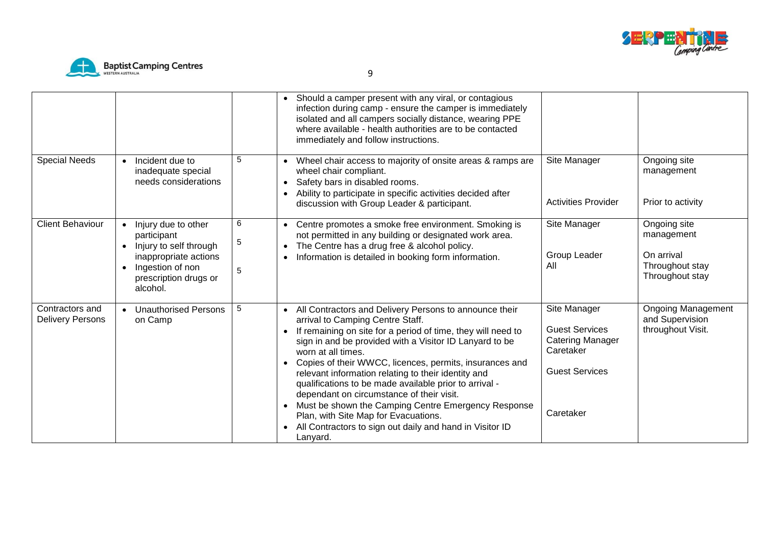| | | | | | |
|---|---|---|---|---|---|
| | | | • Should a camper present with any viral, or contagious infection during camp - ensure the camper is immediately isolated and all campers socially distance, wearing PPE where available - health authorities are to be contacted immediately and follow instructions. | | |
| Special Needs | • Incident due to inadequate special needs considerations | 5 | • Wheel chair access to majority of onsite areas & ramps are wheel chair compliant.<br>• Safety bars in disabled rooms.<br>• Ability to participate in specific activities decided after discussion with Group Leader & participant. | Site Manager<br><br>Activities Provider | Ongoing site management<br><br>Prior to activity |
| Client Behaviour | • Injury due to other participant<br>• Injury to self through inappropriate actions<br>• Ingestion of non prescription drugs or alcohol. | 6<br>5<br>5 | • Centre promotes a smoke free environment. Smoking is not permitted in any building or designated work area.<br>• The Centre has a drug free & alcohol policy.<br>• Information is detailed in booking form information. | Site Manager<br><br>Group Leader<br>All | Ongoing site management<br><br>On arrival<br>Throughout stay<br>Throughout stay |
| Contractors and Delivery Persons | • Unauthorised Persons on Camp | 5 | • All Contractors and Delivery Persons to announce their arrival to Camping Centre Staff.<br>• If remaining on site for a period of time, they will need to sign in and be provided with a Visitor ID Lanyard to be worn at all times.<br>• Copies of their WWCC, licences, permits, insurances and relevant information relating to their identity and qualifications to be made available prior to arrival - dependant on circumstance of their visit.<br>• Must be shown the Camping Centre Emergency Response Plan, with Site Map for Evacuations.<br>• All Contractors to sign out daily and hand in Visitor ID Lanyard. | Site Manager<br><br>Guest Services<br>Catering Manager<br>Caretaker<br><br>Guest Services<br><br>Caretaker | Ongoing Management and Supervision throughout Visit. |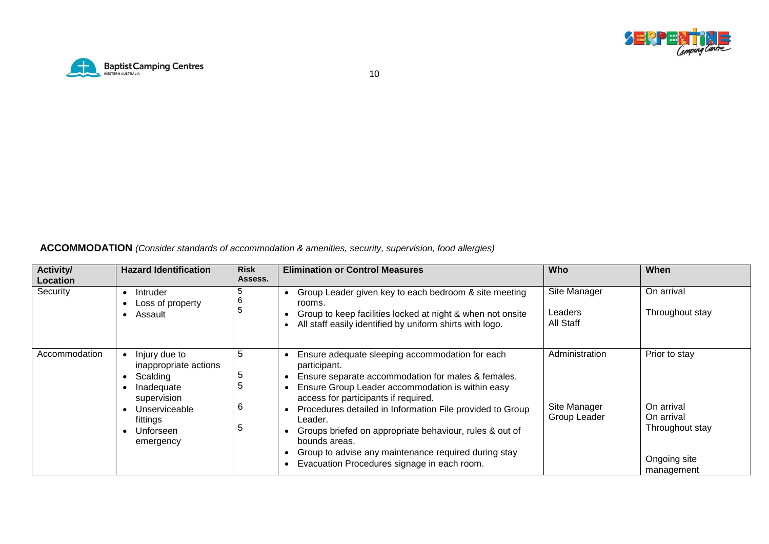**ACCOMMODATION** *(Consider standards of accommodation & amenities, security, supervision, food allergies)*

| Activity/ Location | Hazard Identification | Risk Assess. | Elimination or Control Measures | Who | When |
|---|---|---|---|---|---|
| Security | • Intruder<br>• Loss of property<br>• Assault | 5<br>6<br>5 | • Group Leader given key to each bedroom & site meeting rooms.<br>• Group to keep facilities locked at night & when not onsite<br>• All staff easily identified by uniform shirts with logo. | Site Manager<br><br>Leaders<br>All Staff | On arrival<br><br>Throughout stay |
| Accommodation | • Injury due to inappropriate actions<br>• Scalding<br>• Inadequate supervision<br>• Unserviceable fittings<br>• Unforseen emergency | 5<br><br>5<br>5<br><br>6<br><br>5 | • Ensure adequate sleeping accommodation for each participant.<br>• Ensure separate accommodation for males & females.<br>• Ensure Group Leader accommodation is within easy access for participants if required.<br>• Procedures detailed in Information File provided to Group Leader.<br>• Groups briefed on appropriate behaviour, rules & out of bounds areas.<br>• Group to advise any maintenance required during stay<br>• Evacuation Procedures signage in each room. | Administration<br><br><br><br>Site Manager<br>Group Leader | Prior to stay<br><br><br><br>On arrival<br>On arrival<br>Throughout stay<br><br>Ongoing site management |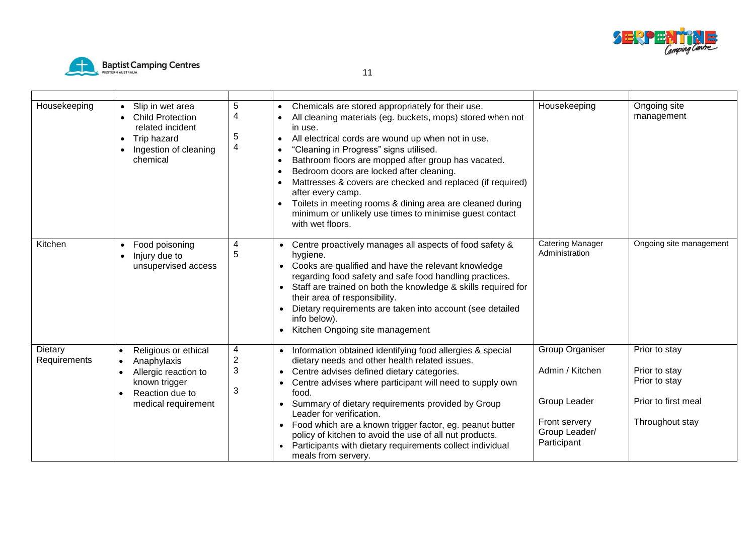| | | | | | |
|---|---|---|---|---|---|
| Housekeeping | • Slip in wet area<br>• Child Protection related incident<br>• Trip hazard<br>• Ingestion of cleaning chemical | 5<br>4<br><br>5<br>4 | • Chemicals are stored appropriately for their use.<br>• All cleaning materials (eg. buckets, mops) stored when not in use.<br>• All electrical cords are wound up when not in use.<br>• "Cleaning in Progress" signs utilised.<br>• Bathroom floors are mopped after group has vacated.<br>• Bedroom doors are locked after cleaning.<br>• Mattresses & covers are checked and replaced (if required) after every camp.<br>• Toilets in meeting rooms & dining area are cleaned during minimum or unlikely use times to minimise guest contact with wet floors. | Housekeeping | Ongoing site management |
| Kitchen | • Food poisoning<br>• Injury due to unsupervised access | 4<br>5 | • Centre proactively manages all aspects of food safety & hygiene.<br>• Cooks are qualified and have the relevant knowledge regarding food safety and safe food handling practices.<br>• Staff are trained on both the knowledge & skills required for their area of responsibility.<br>• Dietary requirements are taken into account (see detailed info below).<br>• Kitchen Ongoing site management | Catering Manager<br>Administration | Ongoing site management |
| Dietary Requirements | • Religious or ethical<br>• Anaphylaxis<br>• Allergic reaction to known trigger<br>• Reaction due to medical requirement | 4<br>2<br>3<br><br>3 | • Information obtained identifying food allergies & special dietary needs and other health related issues.<br>• Centre advises defined dietary categories.<br>• Centre advises where participant will need to supply own food.<br>• Summary of dietary requirements provided by Group Leader for verification.<br>• Food which are a known trigger factor, eg. peanut butter policy of kitchen to avoid the use of all nut products.<br>• Participants with dietary requirements collect individual meals from servery. | Group Organiser<br><br>Admin / Kitchen<br><br>Group Leader<br><br>Front servery<br>Group Leader/ Participant | Prior to stay<br><br>Prior to stay<br>Prior to stay<br><br>Prior to first meal<br><br>Throughout stay |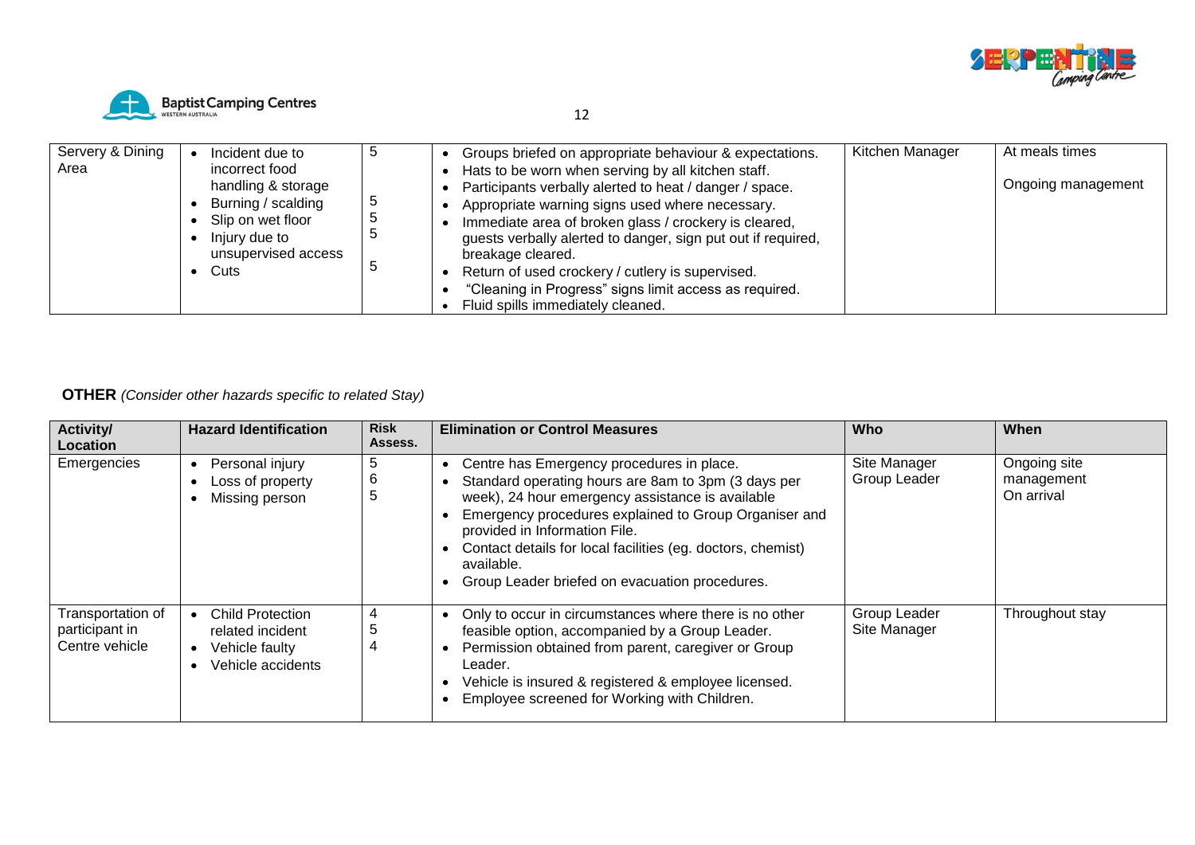| Servery & Dining Area | • Incident due to incorrect food handling & storage<br>• Burning / scalding<br>• Slip on wet floor<br>• Injury due to unsupervised access<br>• Cuts | 5<br><br>5<br>5<br>5<br><br>5 | • Groups briefed on appropriate behaviour & expectations.<br>• Hats to be worn when serving by all kitchen staff.<br>• Participants verbally alerted to heat / danger / space.<br>• Appropriate warning signs used where necessary.<br>• Immediate area of broken glass / crockery is cleared, guests verbally alerted to danger, sign put out if required, breakage cleared.<br>• Return of used crockery / cutlery is supervised.<br>• "Cleaning in Progress" signs limit access as required.<br>• Fluid spills immediately cleaned. | Kitchen Manager | At meals times<br><br>Ongoing management |
|---|---|---|---|---|---|

**OTHER** *(Consider other hazards specific to related Stay)*

| Activity/ Location | Hazard Identification | Risk Assess. | Elimination or Control Measures | Who | When |
|---|---|---|---|---|---|
| Emergencies | • Personal injury<br>• Loss of property<br>• Missing person | 5<br>6<br>5 | • Centre has Emergency procedures in place.<br>• Standard operating hours are 8am to 3pm (3 days per week), 24 hour emergency assistance is available<br>• Emergency procedures explained to Group Organiser and provided in Information File.<br>• Contact details for local facilities (eg. doctors, chemist) available.<br>• Group Leader briefed on evacuation procedures. | Site Manager<br>Group Leader | Ongoing site management<br>On arrival |
| Transportation of participant in Centre vehicle | • Child Protection related incident<br>• Vehicle faulty<br>• Vehicle accidents | 4<br>5<br>4 | • Only to occur in circumstances where there is no other feasible option, accompanied by a Group Leader.<br>• Permission obtained from parent, caregiver or Group Leader.<br>• Vehicle is insured & registered & employee licensed.<br>• Employee screened for Working with Children. | Group Leader<br>Site Manager | Throughout stay |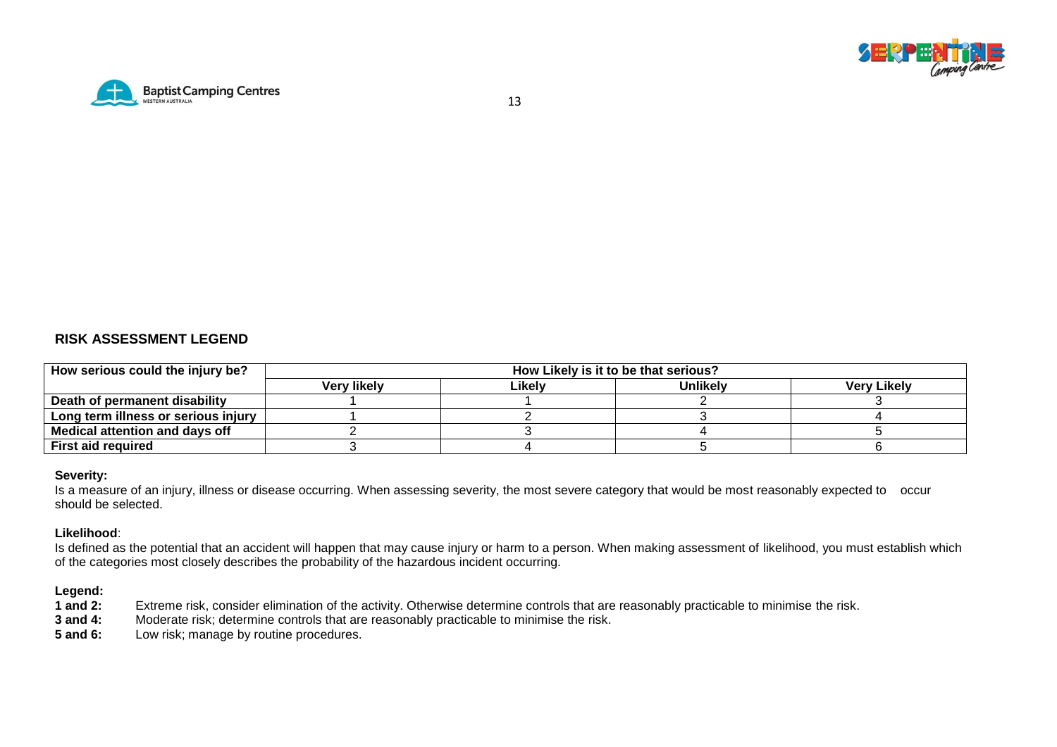## RISK ASSESSMENT LEGEND

| How serious could the injury be? | How Likely is it to be that serious? | | | |
|---|---|---|---|---|
| | Very likely | Likely | Unlikely | Very Likely |
| Death of permanent disability | 1 | 1 | 2 | 3 |
| Long term illness or serious injury | 1 | 2 | 3 | 4 |
| Medical attention and days off | 2 | 3 | 4 | 5 |
| First aid required | 3 | 4 | 5 | 6 |

**Severity:**
Is a measure of an injury, illness or disease occurring. When assessing severity, the most severe category that would be most reasonably expected to occur should be selected.

**Likelihood**:
Is defined as the potential that an accident will happen that may cause injury or harm to a person. When making assessment of likelihood, you must establish which of the categories most closely describes the probability of the hazardous incident occurring.

**Legend:**

**1 and 2:** Extreme risk, consider elimination of the activity. Otherwise determine controls that are reasonably practicable to minimise the risk.
**3 and 4:** Moderate risk; determine controls that are reasonably practicable to minimise the risk.
**5 and 6:** Low risk; manage by routine procedures.